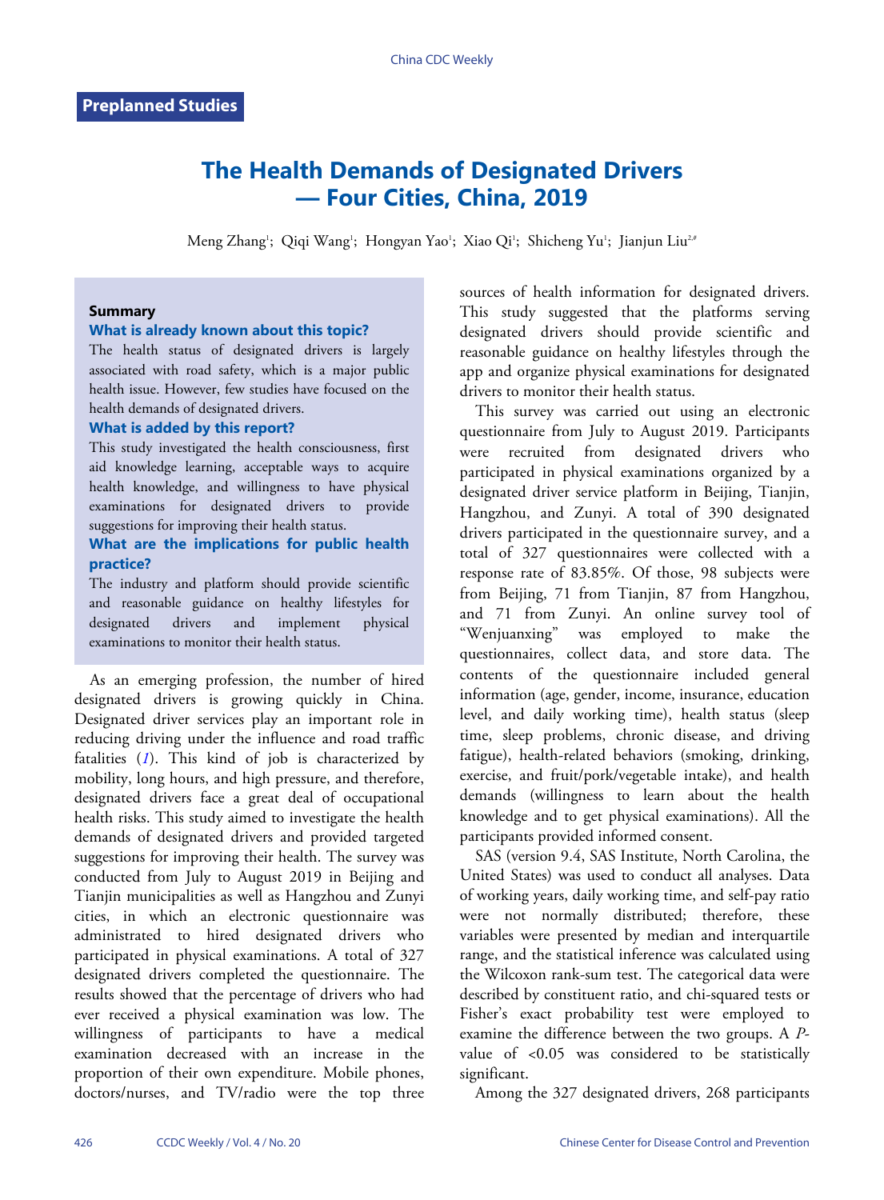Preplanned Studies

# The Health Demands of Designated Drivers — Four Cities, China, 2019

Meng Zhang[1]; Qiqi Wang[1]; Hongyan Yao[1]; Xiao Qi[1]; Shicheng Yu[1]; Jianjun Liu[2,#]

### Summary

**What is already known about this topic?**

The health status of designated drivers is largely associated with road safety, which is a major public health issue. However, few studies have focused on the health demands of designated drivers.

**What is added by this report?**

This study investigated the health consciousness, first aid knowledge learning, acceptable ways to acquire health knowledge, and willingness to have physical examinations for designated drivers to provide suggestions for improving their health status.

**What are the implications for public health practice?**

The industry and platform should provide scientific and reasonable guidance on healthy lifestyles for designated drivers and implement physical examinations to monitor their health status.

As an emerging profession, the number of hired designated drivers is growing quickly in China. Designated driver services play an important role in reducing driving under the influence and road traffic fatalities (*1*). This kind of job is characterized by mobility, long hours, and high pressure, and therefore, designated drivers face a great deal of occupational health risks. This study aimed to investigate the health demands of designated drivers and provided targeted suggestions for improving their health. The survey was conducted from July to August 2019 in Beijing and Tianjin municipalities as well as Hangzhou and Zunyi cities, in which an electronic questionnaire was administrated to hired designated drivers who participated in physical examinations. A total of 327 designated drivers completed the questionnaire. The results showed that the percentage of drivers who had ever received a physical examination was low. The willingness of participants to have a medical examination decreased with an increase in the proportion of their own expenditure. Mobile phones, doctors/nurses, and TV/radio were the top three sources of health information for designated drivers. This study suggested that the platforms serving designated drivers should provide scientific and reasonable guidance on healthy lifestyles through the app and organize physical examinations for designated drivers to monitor their health status.

This survey was carried out using an electronic questionnaire from July to August 2019. Participants were recruited from designated drivers who participated in physical examinations organized by a designated driver service platform in Beijing, Tianjin, Hangzhou, and Zunyi. A total of 390 designated drivers participated in the questionnaire survey, and a total of 327 questionnaires were collected with a response rate of 83.85%. Of those, 98 subjects were from Beijing, 71 from Tianjin, 87 from Hangzhou, and 71 from Zunyi. An online survey tool of "Wenjuanxing" was employed to make the questionnaires, collect data, and store data. The contents of the questionnaire included general information (age, gender, income, insurance, education level, and daily working time), health status (sleep time, sleep problems, chronic disease, and driving fatigue), health-related behaviors (smoking, drinking, exercise, and fruit/pork/vegetable intake), and health demands (willingness to learn about the health knowledge and to get physical examinations). All the participants provided informed consent.

SAS (version 9.4, SAS Institute, North Carolina, the United States) was used to conduct all analyses. Data of working years, daily working time, and self-pay ratio were not normally distributed; therefore, these variables were presented by median and interquartile range, and the statistical inference was calculated using the Wilcoxon rank-sum test. The categorical data were described by constituent ratio, and chi-squared tests or Fisher's exact probability test were employed to examine the difference between the two groups. A *P*-value of <0.05 was considered to be statistically significant.

Among the 327 designated drivers, 268 participants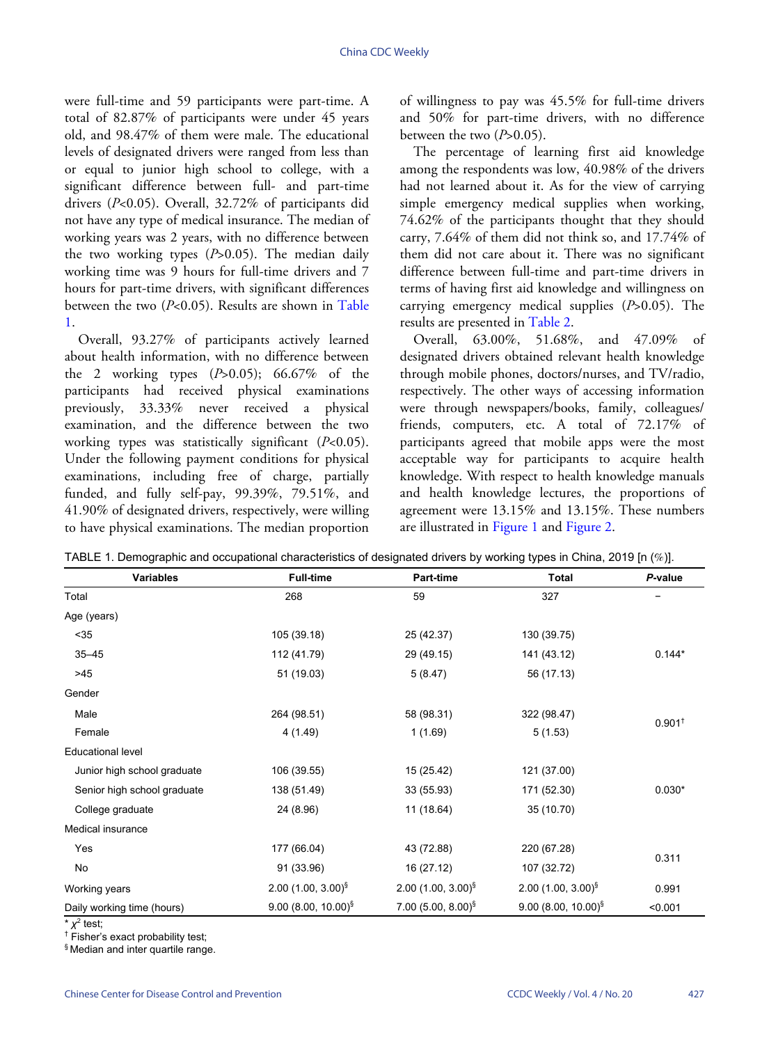were full-time and 59 participants were part-time. A total of 82.87% of participants were under 45 years old, and 98.47% of them were male. The educational levels of designated drivers were ranged from less than or equal to junior high school to college, with a significant difference between full- and part-time drivers ($P$<0.05). Overall, 32.72% of participants did not have any type of medical insurance. The median of working years was 2 years, with no difference between the two working types ($P$>0.05). The median daily working time was 9 hours for full-time drivers and 7 hours for part-time drivers, with significant differences between the two ($P$<0.05). Results are shown in Table 1.

Overall, 93.27% of participants actively learned about health information, with no difference between the 2 working types ($P$>0.05); 66.67% of the participants had received physical examinations previously, 33.33% never received a physical examination, and the difference between the two working types was statistically significant ($P$<0.05). Under the following payment conditions for physical examinations, including free of charge, partially funded, and fully self-pay, 99.39%, 79.51%, and 41.90% of designated drivers, respectively, were willing to have physical examinations. The median proportion of willingness to pay was 45.5% for full-time drivers and 50% for part-time drivers, with no difference between the two ($P$>0.05).

The percentage of learning first aid knowledge among the respondents was low, 40.98% of the drivers had not learned about it. As for the view of carrying simple emergency medical supplies when working, 74.62% of the participants thought that they should carry, 7.64% of them did not think so, and 17.74% of them did not care about it. There was no significant difference between full-time and part-time drivers in terms of having first aid knowledge and willingness on carrying emergency medical supplies ($P$>0.05). The results are presented in Table 2.

Overall, 63.00%, 51.68%, and 47.09% of designated drivers obtained relevant health knowledge through mobile phones, doctors/nurses, and TV/radio, respectively. The other ways of accessing information were through newspapers/books, family, colleagues/friends, computers, etc. A total of 72.17% of participants agreed that mobile apps were the most acceptable way for participants to acquire health knowledge. With respect to health knowledge manuals and health knowledge lectures, the proportions of agreement were 13.15% and 13.15%. These numbers are illustrated in Figure 1 and Figure 2.

TABLE 1. Demographic and occupational characteristics of designated drivers by working types in China, 2019 [n (%)].

| Variables | Full-time | Part-time | Total | *P*-value |
|---|---|---|---|---|
| Total | 268 | 59 | 327 | – |
| Age (years) | | | | |
| <35 | 105 (39.18) | 25 (42.37) | 130 (39.75) | |
| 35–45 | 112 (41.79) | 29 (49.15) | 141 (43.12) | 0.144* |
| >45 | 51 (19.03) | 5 (8.47) | 56 (17.13) | |
| Gender | | | | |
| Male | 264 (98.51) | 58 (98.31) | 322 (98.47) | 0.901† |
| Female | 4 (1.49) | 1 (1.69) | 5 (1.53) | |
| Educational level | | | | |
| Junior high school graduate | 106 (39.55) | 15 (25.42) | 121 (37.00) | |
| Senior high school graduate | 138 (51.49) | 33 (55.93) | 171 (52.30) | 0.030* |
| College graduate | 24 (8.96) | 11 (18.64) | 35 (10.70) | |
| Medical insurance | | | | |
| Yes | 177 (66.04) | 43 (72.88) | 220 (67.28) | 0.311 |
| No | 91 (33.96) | 16 (27.12) | 107 (32.72) | |
| Working years | 2.00 (1.00, 3.00)§ | 2.00 (1.00, 3.00)§ | 2.00 (1.00, 3.00)§ | 0.991 |
| Daily working time (hours) | 9.00 (8.00, 10.00)§ | 7.00 (5.00, 8.00)§ | 9.00 (8.00, 10.00)§ | <0.001 |

\* $\chi^2$ test;

† Fisher's exact probability test;

§ Median and inter quartile range.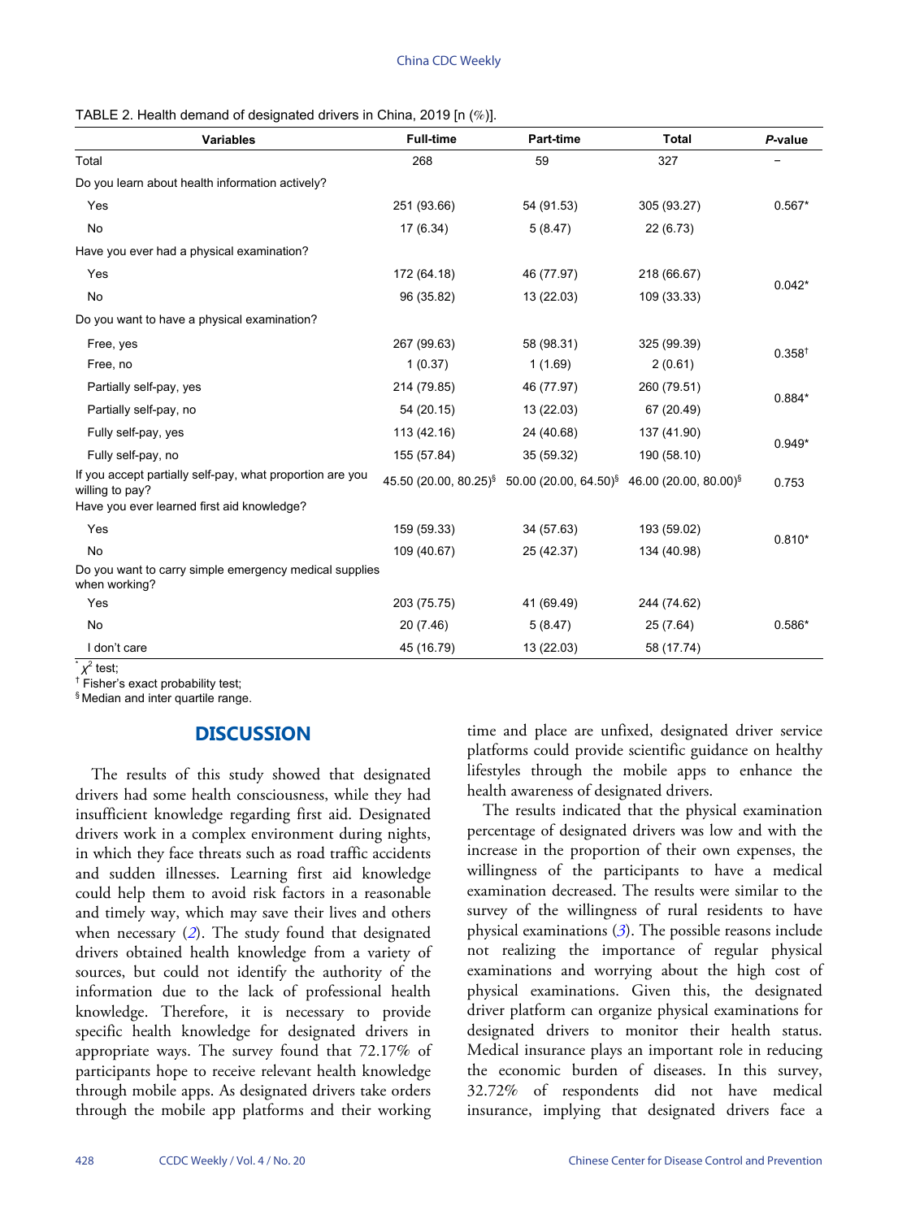TABLE 2. Health demand of designated drivers in China, 2019 [n (%)].

| Variables | Full-time | Part-time | Total | *P*-value |
|---|---|---|---|---|
| Total | 268 | 59 | 327 | – |
| Do you learn about health information actively? | | | | |
| Yes | 251 (93.66) | 54 (91.53) | 305 (93.27) | 0.567* |
| No | 17 (6.34) | 5 (8.47) | 22 (6.73) | |
| Have you ever had a physical examination? | | | | |
| Yes | 172 (64.18) | 46 (77.97) | 218 (66.67) | 0.042* |
| No | 96 (35.82) | 13 (22.03) | 109 (33.33) | |
| Do you want to have a physical examination? | | | | |
| Free, yes | 267 (99.63) | 58 (98.31) | 325 (99.39) | 0.358† |
| Free, no | 1 (0.37) | 1 (1.69) | 2 (0.61) | |
| Partially self-pay, yes | 214 (79.85) | 46 (77.97) | 260 (79.51) | 0.884* |
| Partially self-pay, no | 54 (20.15) | 13 (22.03) | 67 (20.49) | |
| Fully self-pay, yes | 113 (42.16) | 24 (40.68) | 137 (41.90) | 0.949* |
| Fully self-pay, no | 155 (57.84) | 35 (59.32) | 190 (58.10) | |
| If you accept partially self-pay, what proportion are you willing to pay? | 45.50 (20.00, 80.25)§ | 50.00 (20.00, 64.50)§ | 46.00 (20.00, 80.00)§ | 0.753 |
| Have you ever learned first aid knowledge? | | | | |
| Yes | 159 (59.33) | 34 (57.63) | 193 (59.02) | 0.810* |
| No | 109 (40.67) | 25 (42.37) | 134 (40.98) | |
| Do you want to carry simple emergency medical supplies when working? | | | | |
| Yes | 203 (75.75) | 41 (69.49) | 244 (74.62) | 0.586* |
| No | 20 (7.46) | 5 (8.47) | 25 (7.64) | |
| I don't care | 45 (16.79) | 13 (22.03) | 58 (17.74) | |

* $\chi^2$ test;
† Fisher's exact probability test;
§ Median and inter quartile range.

## DISCUSSION

The results of this study showed that designated drivers had some health consciousness, while they had insufficient knowledge regarding first aid. Designated drivers work in a complex environment during nights, in which they face threats such as road traffic accidents and sudden illnesses. Learning first aid knowledge could help them to avoid risk factors in a reasonable and timely way, which may save their lives and others when necessary (*2*). The study found that designated drivers obtained health knowledge from a variety of sources, but could not identify the authority of the information due to the lack of professional health knowledge. Therefore, it is necessary to provide specific health knowledge for designated drivers in appropriate ways. The survey found that 72.17% of participants hope to receive relevant health knowledge through mobile apps. As designated drivers take orders through the mobile app platforms and their working time and place are unfixed, designated driver service platforms could provide scientific guidance on healthy lifestyles through the mobile apps to enhance the health awareness of designated drivers.

The results indicated that the physical examination percentage of designated drivers was low and with the increase in the proportion of their own expenses, the willingness of the participants to have a medical examination decreased. The results were similar to the survey of the willingness of rural residents to have physical examinations (*3*). The possible reasons include not realizing the importance of regular physical examinations and worrying about the high cost of physical examinations. Given this, the designated driver platform can organize physical examinations for designated drivers to monitor their health status. Medical insurance plays an important role in reducing the economic burden of diseases. In this survey, 32.72% of respondents did not have medical insurance, implying that designated drivers face a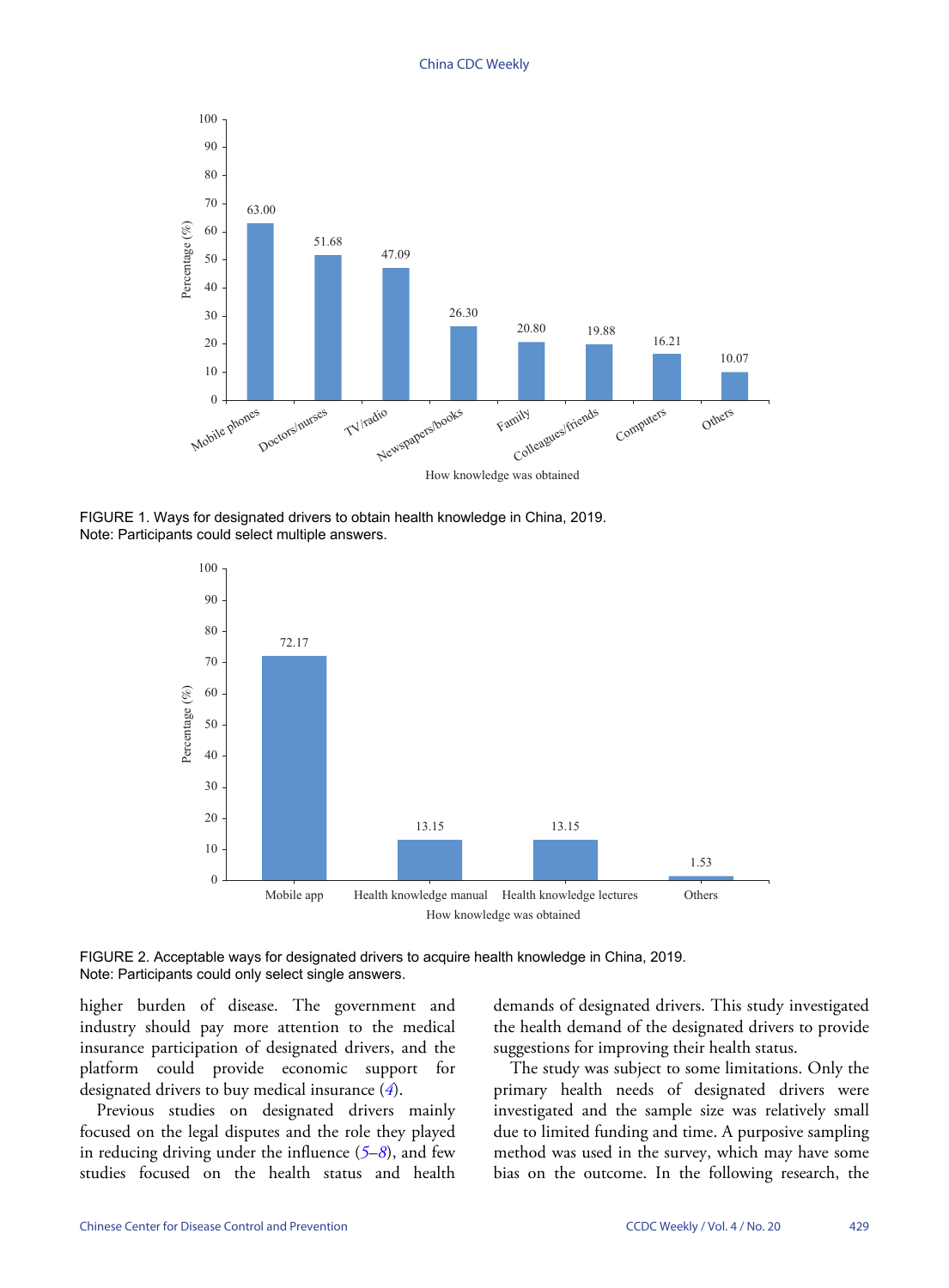FIGURE 1. Ways for designated drivers to obtain health knowledge in China, 2019.
Note: Participants could select multiple answers.

FIGURE 2. Acceptable ways for designated drivers to acquire health knowledge in China, 2019.
Note: Participants could only select single answers.

higher burden of disease. The government and industry should pay more attention to the medical insurance participation of designated drivers, and the platform could provide economic support for designated drivers to buy medical insurance (*4*).

Previous studies on designated drivers mainly focused on the legal disputes and the role they played in reducing driving under the influence (*5*–*8*), and few studies focused on the health status and health demands of designated drivers. This study investigated the health demand of the designated drivers to provide suggestions for improving their health status.

The study was subject to some limitations. Only the primary health needs of designated drivers were investigated and the sample size was relatively small due to limited funding and time. A purposive sampling method was used in the survey, which may have some bias on the outcome. In the following research, the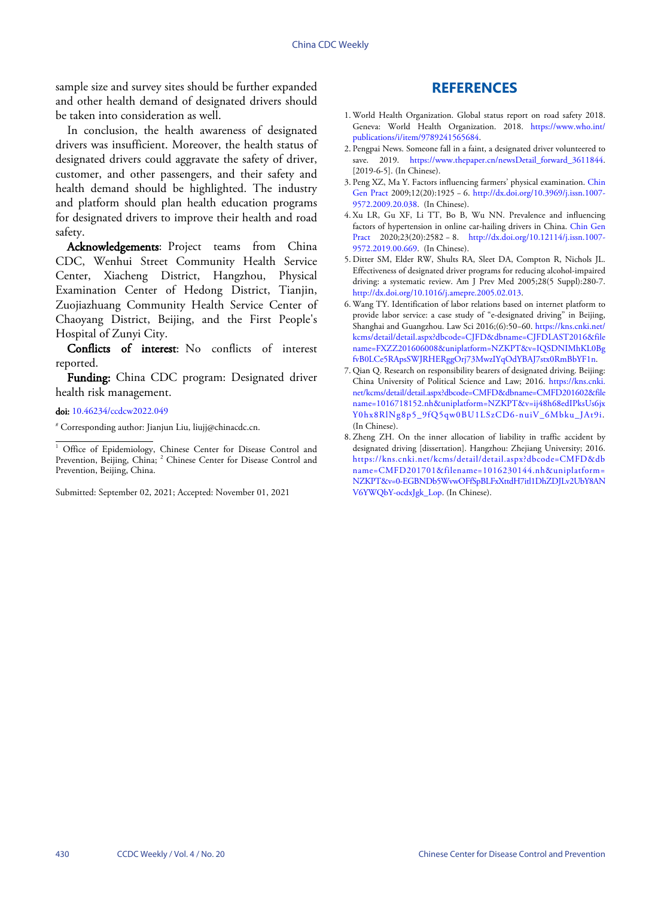sample size and survey sites should be further expanded and other health demand of designated drivers should be taken into consideration as well.

In conclusion, the health awareness of designated drivers was insufficient. Moreover, the health status of designated drivers could aggravate the safety of driver, customer, and other passengers, and their safety and health demand should be highlighted. The industry and platform should plan health education programs for designated drivers to improve their health and road safety.

**Acknowledgements**: Project teams from China CDC, Wenhui Street Community Health Service Center, Xiacheng District, Hangzhou, Physical Examination Center of Hedong District, Tianjin, Zuojiazhuang Community Health Service Center of Chaoyang District, Beijing, and the First People's Hospital of Zunyi City.

**Conflicts of interest**: No conflicts of interest reported.

**Funding:** China CDC program: Designated driver health risk management.

**doi:** 10.46234/ccdcw2022.049

[#] Corresponding author: Jianjun Liu, liujj@chinacdc.cn.

[1] Office of Epidemiology, Chinese Center for Disease Control and Prevention, Beijing, China; [2] Chinese Center for Disease Control and Prevention, Beijing, China.

Submitted: September 02, 2021; Accepted: November 01, 2021

## REFERENCES

1. World Health Organization. Global status report on road safety 2018. Geneva: World Health Organization. 2018. https://www.who.int/publications/i/item/9789241565684.
2. Pengpai News. Someone fall in a faint, a designated driver volunteered to save. 2019. https://www.thepaper.cn/newsDetail_forward_3611844. [2019-6-5]. (In Chinese).
3. Peng XZ, Ma Y. Factors influencing farmers' physical examination. Chin Gen Pract 2009;12(20):1925 – 6. http://dx.doi.org/10.3969/j.issn.1007-9572.2009.20.038. (In Chinese).
4. Xu LR, Gu XF, Li TT, Bo B, Wu NN. Prevalence and influencing factors of hypertension in online car-hailing drivers in China. Chin Gen Pract 2020;23(20):2582 – 8. http://dx.doi.org/10.12114/j.issn.1007-9572.2019.00.669. (In Chinese).
5. Ditter SM, Elder RW, Shults RA, Sleet DA, Compton R, Nichols JL. Effectiveness of designated driver programs for reducing alcohol-impaired driving: a systematic review. Am J Prev Med 2005;28(5 Suppl):280-7. http://dx.doi.org/10.1016/j.amepre.2005.02.013.
6. Wang TY. Identification of labor relations based on internet platform to provide labor service: a case study of "e-designated driving" in Beijing, Shanghai and Guangzhou. Law Sci 2016;(6):50–60. https://kns.cnki.net/kcms/detail/detail.aspx?dbcode=CJFD&dbname=CJFDLAST2016&filename=FXZZ201606008&uniplatform=NZKPT&v=IQSDNIMhKL0BgfvB0LCe5RApsSWJRHERggOrj73MwzIYqOdYBAJ7stx0RmBbYF1n.
7. Qian Q. Research on responsibility bearers of designated driving. Beijing: China University of Political Science and Law; 2016. https://kns.cnki.net/kcms/detail/detail.aspx?dbcode=CMFD&dbname=CMFD201602&filename=1016718152.nh&uniplatform=NZKPT&v=ij48h68edIPksUs6jxY0hx8RlNg8p5_9fQ5qw0BU1LSzCD6-nuiV_6Mbku_JAt9i. (In Chinese).
8. Zheng ZH. On the inner allocation of liability in traffic accident by designated driving [dissertation]. Hangzhou: Zhejiang University; 2016. https://kns.cnki.net/kcms/detail/detail.aspx?dbcode=CMFD&dbname=CMFD201701&filename=1016230144.nh&uniplatform=NZKPT&v=0-EGBNDb5WvwOFfSpBLFxXttdH7itl1DhZDJLv2UbY8ANV6YWQbY-ocdxJgk_Lop. (In Chinese).